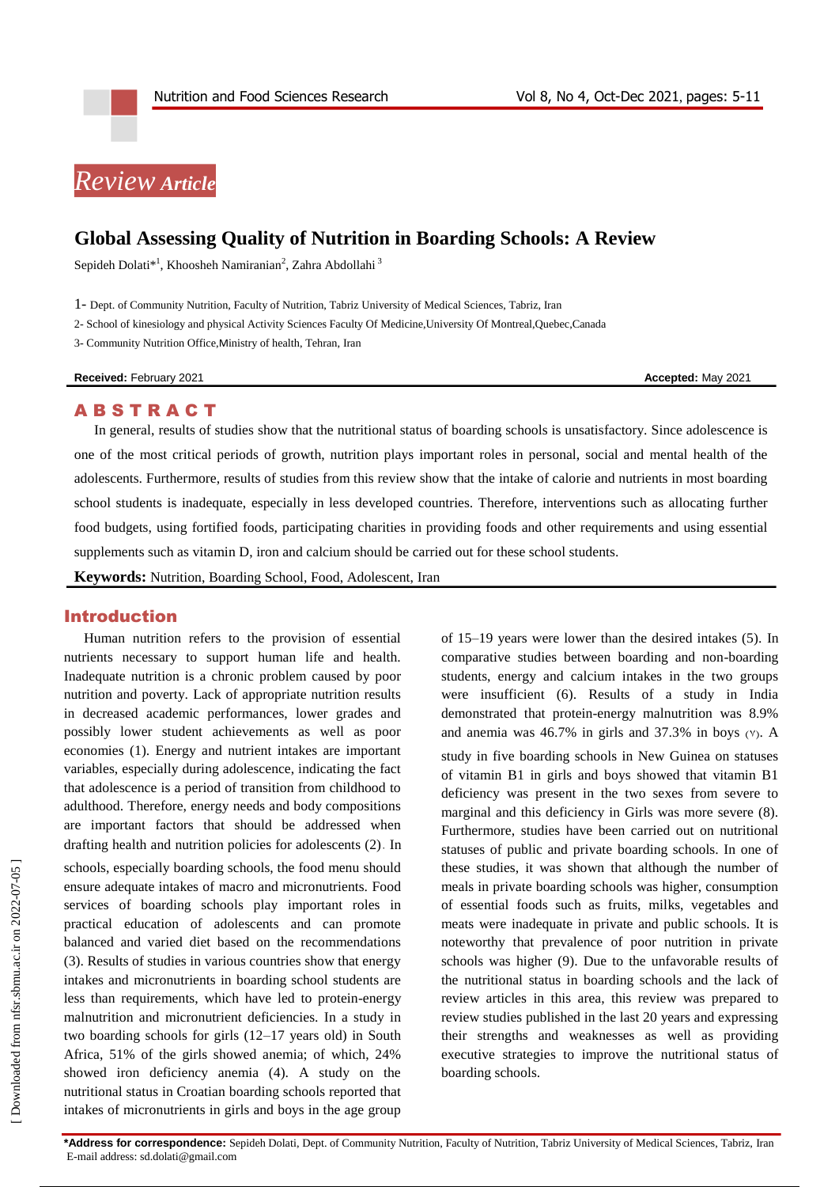*Review Article*

# Global Assessing Quality of Nutrition in Boarding Schools: A Review

Sepideh Dolati*[1], Khoosheh Namiranian[2], Zahra Abdollahi[3]

1- Dept. of Community Nutrition, Faculty of Nutrition, Tabriz University of Medical Sciences, Tabriz, Iran

2- School of kinesiology and physical Activity Sciences Faculty Of Medicine,University Of Montreal,Quebec,Canada

3- Community Nutrition Office,Ministry of health, Tehran, Iran

**Received:** February 2021 **Accepted:** May 2021

## ABSTRACT

In general, results of studies show that the nutritional status of boarding schools is unsatisfactory. Since adolescence is one of the most critical periods of growth, nutrition plays important roles in personal, social and mental health of the adolescents. Furthermore, results of studies from this review show that the intake of calorie and nutrients in most boarding school students is inadequate, especially in less developed countries. Therefore, interventions such as allocating further food budgets, using fortified foods, participating charities in providing foods and other requirements and using essential supplements such as vitamin D, iron and calcium should be carried out for these school students.

**Keywords:** Nutrition, Boarding School, Food, Adolescent, Iran

## Introduction

Human nutrition refers to the provision of essential nutrients necessary to support human life and health. Inadequate nutrition is a chronic problem caused by poor nutrition and poverty. Lack of appropriate nutrition results in decreased academic performances, lower grades and possibly lower student achievements as well as poor economies (1). Energy and nutrient intakes are important variables, especially during adolescence, indicating the fact that adolescence is a period of transition from childhood to adulthood. Therefore, energy needs and body compositions are important factors that should be addressed when drafting health and nutrition policies for adolescents (2). In schools, especially boarding schools, the food menu should ensure adequate intakes of macro and micronutrients. Food services of boarding schools play important roles in practical education of adolescents and can promote balanced and varied diet based on the recommendations (3). Results of studies in various countries show that energy intakes and micronutrients in boarding school students are less than requirements, which have led to protein-energy malnutrition and micronutrient deficiencies. In a study in two boarding schools for girls (12–17 years old) in South Africa, 51% of the girls showed anemia; of which, 24% showed iron deficiency anemia (4). A study on the nutritional status in Croatian boarding schools reported that intakes of micronutrients in girls and boys in the age group of 15–19 years were lower than the desired intakes (5). In comparative studies between boarding and non-boarding students, energy and calcium intakes in the two groups were insufficient (6). Results of a study in India demonstrated that protein-energy malnutrition was 8.9% and anemia was 46.7% in girls and 37.3% in boys (۷). A study in five boarding schools in New Guinea on statuses of vitamin B1 in girls and boys showed that vitamin B1 deficiency was present in the two sexes from severe to marginal and this deficiency in Girls was more severe (8). Furthermore, studies have been carried out on nutritional statuses of public and private boarding schools. In one of these studies, it was shown that although the number of meals in private boarding schools was higher, consumption of essential foods such as fruits, milks, vegetables and meats were inadequate in private and public schools. It is noteworthy that prevalence of poor nutrition in private schools was higher (9). Due to the unfavorable results of the nutritional status in boarding schools and the lack of review articles in this area, this review was prepared to review studies published in the last 20 years and expressing their strengths and weaknesses as well as providing executive strategies to improve the nutritional status of boarding schools.

**\*Address for correspondence:** Sepideh Dolati, Dept. of Community Nutrition, Faculty of Nutrition, Tabriz University of Medical Sciences, Tabriz, Iran
E-mail address: sd.dolati@gmail.com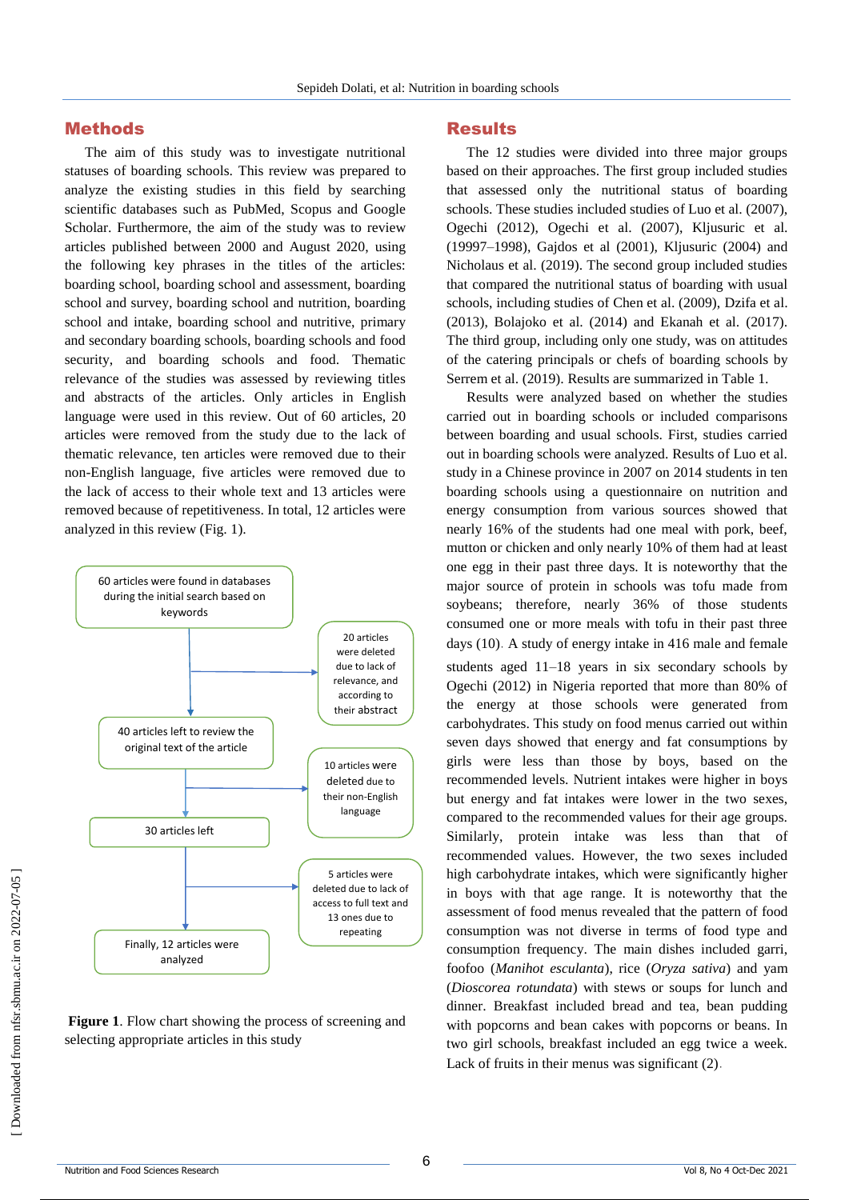## Methods

The aim of this study was to investigate nutritional statuses of boarding schools. This review was prepared to analyze the existing studies in this field by searching scientific databases such as PubMed, Scopus and Google Scholar. Furthermore, the aim of the study was to review articles published between 2000 and August 2020, using the following key phrases in the titles of the articles: boarding school, boarding school and assessment, boarding school and survey, boarding school and nutrition, boarding school and intake, boarding school and nutritive, primary and secondary boarding schools, boarding schools and food security, and boarding schools and food. Thematic relevance of the studies was assessed by reviewing titles and abstracts of the articles. Only articles in English language were used in this review. Out of 60 articles, 20 articles were removed from the study due to the lack of thematic relevance, ten articles were removed due to their non-English language, five articles were removed due to the lack of access to their whole text and 13 articles were removed because of repetitiveness. In total, 12 articles were analyzed in this review (Fig. 1).

60 articles were found in databases during the initial search based on keywords

→ 20 articles were deleted due to lack of relevance, and according to their abstract

40 articles left to review the original text of the article

→ 10 articles were deleted due to their non-English language

30 articles left

→ 5 articles were deleted due to lack of access to full text and 13 ones due to repeating

Finally, 12 articles were analyzed

**Figure 1**. Flow chart showing the process of screening and selecting appropriate articles in this study

## Results

The 12 studies were divided into three major groups based on their approaches. The first group included studies that assessed only the nutritional status of boarding schools. These studies included studies of Luo et al. (2007), Ogechi (2012), Ogechi et al. (2007), Kljusuric et al. (19997–1998), Gajdos et al (2001), Kljusuric (2004) and Nicholaus et al. (2019). The second group included studies that compared the nutritional status of boarding with usual schools, including studies of Chen et al. (2009), Dzifa et al. (2013), Bolajoko et al. (2014) and Ekanah et al. (2017). The third group, including only one study, was on attitudes of the catering principals or chefs of boarding schools by Serrem et al. (2019). Results are summarized in Table 1.

Results were analyzed based on whether the studies carried out in boarding schools or included comparisons between boarding and usual schools. First, studies carried out in boarding schools were analyzed. Results of Luo et al. study in a Chinese province in 2007 on 2014 students in ten boarding schools using a questionnaire on nutrition and energy consumption from various sources showed that nearly 16% of the students had one meal with pork, beef, mutton or chicken and only nearly 10% of them had at least one egg in their past three days. It is noteworthy that the major source of protein in schools was tofu made from soybeans; therefore, nearly 36% of those students consumed one or more meals with tofu in their past three days (10). A study of energy intake in 416 male and female students aged 11–18 years in six secondary schools by Ogechi (2012) in Nigeria reported that more than 80% of the energy at those schools were generated from carbohydrates. This study on food menus carried out within seven days showed that energy and fat consumptions by girls were less than those by boys, based on the recommended levels. Nutrient intakes were higher in boys but energy and fat intakes were lower in the two sexes, compared to the recommended values for their age groups. Similarly, protein intake was less than that of recommended values. However, the two sexes included high carbohydrate intakes, which were significantly higher in boys with that age range. It is noteworthy that the assessment of food menus revealed that the pattern of food consumption was not diverse in terms of food type and consumption frequency. The main dishes included garri, foofoo (*Manihot esculanta*), rice (*Oryza sativa*) and yam (*Dioscorea rotundata*) with stews or soups for lunch and dinner. Breakfast included bread and tea, bean pudding with popcorns and bean cakes with popcorns or beans. In two girl schools, breakfast included an egg twice a week. Lack of fruits in their menus was significant (2).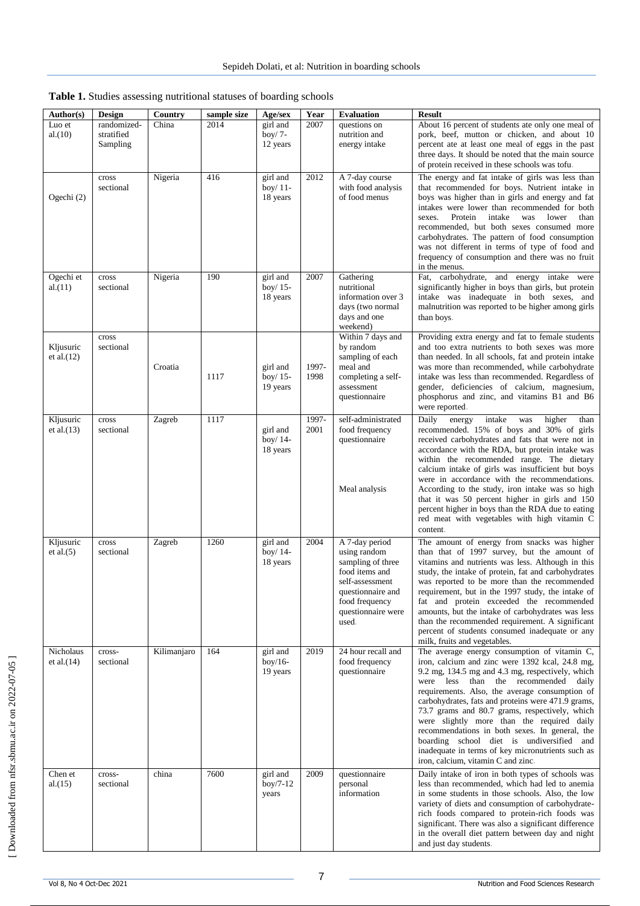**Table 1.** Studies assessing nutritional statuses of boarding schools

| Author(s) | Design | Country | sample size | Age/sex | Year | Evaluation | Result |
|---|---|---|---|---|---|---|---|
| Luo et al.(10) | randomized-stratified Sampling | China | 2014 | girl and boy/ 7-12 years | 2007 | questions on nutrition and energy intake | About 16 percent of students ate only one meal of pork, beef, mutton or chicken, and about 10 percent ate at least one meal of eggs in the past three days. It should be noted that the main source of protein received in these schools was tofu. |
| Ogechi (2) | cross sectional | Nigeria | 416 | girl and boy/ 11-18 years | 2012 | A 7-day course with food analysis of food menus | The energy and fat intake of girls was less than that recommended for boys. Nutrient intake in boys was higher than in girls and energy and fat intakes were lower than recommended for both sexes. Protein intake was lower than recommended, but both sexes consumed more carbohydrates. The pattern of food consumption was not different in terms of type of food and frequency of consumption and there was no fruit in the menus. |
| Ogechi et al.(11) | cross sectional | Nigeria | 190 | girl and boy/ 15-18 years | 2007 | Gathering nutritional information over 3 days (two normal days and one weekend) | Fat, carbohydrate, and energy intake were significantly higher in boys than girls, but protein intake was inadequate in both sexes, and malnutrition was reported to be higher among girls than boys. |
| Kljusuric et al.(12) | cross sectional | Croatia | 1117 | girl and boy/ 15-19 years | 1997-1998 | Within 7 days and by random sampling of each meal and completing a self-assessment questionnaire | Providing extra energy and fat to female students and too extra nutrients to both sexes was more than needed. In all schools, fat and protein intake was more than recommended, while carbohydrate intake was less than recommended. Regardless of gender, deficiencies of calcium, magnesium, phosphorus and zinc, and vitamins B1 and B6 were reported. |
| Kljusuric et al.(13) | cross sectional | Zagreb | 1117 | girl and boy/ 14-18 years | 1997-2001 | self-administrated food frequency questionnaire<br><br>Meal analysis | Daily energy intake was higher than recommended. 15% of boys and 30% of girls received carbohydrates and fats that were not in accordance with the RDA, but protein intake was within the recommended range. The dietary calcium intake of girls was insufficient but boys were in accordance with the recommendations. According to the study, iron intake was so high that it was 50 percent higher in girls and 150 percent higher in boys than the RDA due to eating red meat with vegetables with high vitamin C content. |
| Kljusuric et al.(5) | cross sectional | Zagreb | 1260 | girl and boy/ 14-18 years | 2004 | A 7-day period using random sampling of three food items and self-assessment questionnaire and food frequency questionnaire were used. | The amount of energy from snacks was higher than that of 1997 survey, but the amount of vitamins and nutrients was less. Although in this study, the intake of protein, fat and carbohydrates was reported to be more than the recommended requirement, but in the 1997 study, the intake of fat and protein exceeded the recommended amounts, but the intake of carbohydrates was less than the recommended requirement. A significant percent of students consumed inadequate or any milk, fruits and vegetables. |
| Nicholaus et al.(14) | cross-sectional | Kilimanjaro | 164 | girl and boy/16-19 years | 2019 | 24 hour recall and food frequency questionnaire | The average energy consumption of vitamin C, iron, calcium and zinc were 1392 kcal, 24.8 mg, 9.2 mg, 134.5 mg and 4.3 mg, respectively, which were less than the recommended daily requirements. Also, the average consumption of carbohydrates, fats and proteins were 471.9 grams, 73.7 grams and 80.7 grams, respectively, which were slightly more than the required daily recommendations in both sexes. In general, the boarding school diet is undiversified and inadequate in terms of key micronutrients such as iron, calcium, vitamin C and zinc. |
| Chen et al.(15) | cross-sectional | china | 7600 | girl and boy/7-12 years | 2009 | questionnaire personal information | Daily intake of iron in both types of schools was less than recommended, which had led to anemia in some students in those schools. Also, the low variety of diets and consumption of carbohydrate-rich foods compared to protein-rich foods was significant. There was also a significant difference in the overall diet pattern between day and night and just day students. |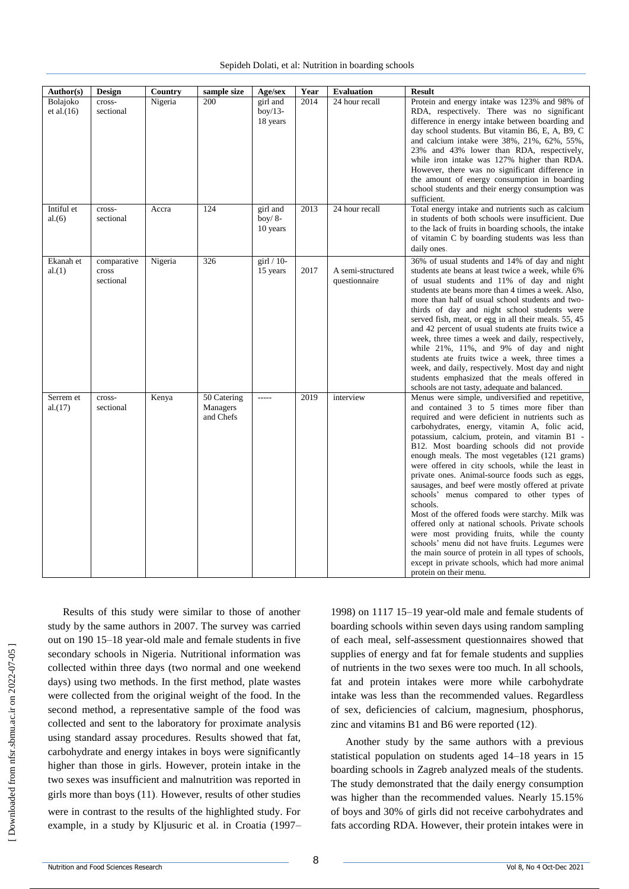| Author(s) | Design | Country | sample size | Age/sex | Year | Evaluation | Result |
|---|---|---|---|---|---|---|---|
| Bolajoko et al.(16) | cross-sectional | Nigeria | 200 | girl and boy/13-18 years | 2014 | 24 hour recall | Protein and energy intake was 123% and 98% of RDA, respectively. There was no significant difference in energy intake between boarding and day school students. But vitamin B6, E, A, B9, C and calcium intake were 38%, 21%, 62%, 55%, 23% and 43% lower than RDA, respectively, while iron intake was 127% higher than RDA. However, there was no significant difference in the amount of energy consumption in boarding school students and their energy consumption was sufficient. |
| Intiful et al.(6) | cross-sectional | Accra | 124 | girl and boy/ 8-10 years | 2013 | 24 hour recall | Total energy intake and nutrients such as calcium in students of both schools were insufficient. Due to the lack of fruits in boarding schools, the intake of vitamin C by boarding students was less than daily ones. |
| Ekanah et al.(1) | comparative cross sectional | Nigeria | 326 | girl / 10-15 years | 2017 | A semi-structured questionnaire | 36% of usual students and 14% of day and night students ate beans at least twice a week, while 6% of usual students and 11% of day and night students ate beans more than 4 times a week. Also, more than half of usual school students and two-thirds of day and night school students were served fish, meat, or egg in all their meals. 55, 45 and 42 percent of usual students ate fruits twice a week, three times a week and daily, respectively, while 21%, 11%, and 9% of day and night students ate fruits twice a week, three times a week, and daily, respectively. Most day and night students emphasized that the meals offered in schools are not tasty, adequate and balanced. |
| Serrem et al.(17) | cross-sectional | Kenya | 50 Catering Managers and Chefs | ----- | 2019 | interview | Menus were simple, undiversified and repetitive, and contained 3 to 5 times more fiber than required and were deficient in nutrients such as carbohydrates, energy, vitamin A, folic acid, potassium, calcium, protein, and vitamin B1 - B12. Most boarding schools did not provide enough meals. The most vegetables (121 grams) were offered in city schools, while the least in private ones. Animal-source foods such as eggs, sausages, and beef were mostly offered at private schools' menus compared to other types of schools. Most of the offered foods were starchy. Milk was offered only at national schools. Private schools were most providing fruits, while the county schools' menu did not have fruits. Legumes were the main source of protein in all types of schools, except in private schools, which had more animal protein on their menu. |

Results of this study were similar to those of another study by the same authors in 2007. The survey was carried out on 190 15–18 year-old male and female students in five secondary schools in Nigeria. Nutritional information was collected within three days (two normal and one weekend days) using two methods. In the first method, plate wastes were collected from the original weight of the food. In the second method, a representative sample of the food was collected and sent to the laboratory for proximate analysis using standard assay procedures. Results showed that fat, carbohydrate and energy intakes in boys were significantly higher than those in girls. However, protein intake in the two sexes was insufficient and malnutrition was reported in girls more than boys (11). However, results of other studies were in contrast to the results of the highlighted study. For example, in a study by Kljusuric et al. in Croatia (1997–1998) on 1117 15–19 year-old male and female students of boarding schools within seven days using random sampling of each meal, self-assessment questionnaires showed that supplies of energy and fat for female students and supplies of nutrients in the two sexes were too much. In all schools, fat and protein intakes were more while carbohydrate intake was less than the recommended values. Regardless of sex, deficiencies of calcium, magnesium, phosphorus, zinc and vitamins B1 and B6 were reported (12).

Another study by the same authors with a previous statistical population on students aged 14–18 years in 15 boarding schools in Zagreb analyzed meals of the students. The study demonstrated that the daily energy consumption was higher than the recommended values. Nearly 15.15% of boys and 30% of girls did not receive carbohydrates and fats according RDA. However, their protein intakes were in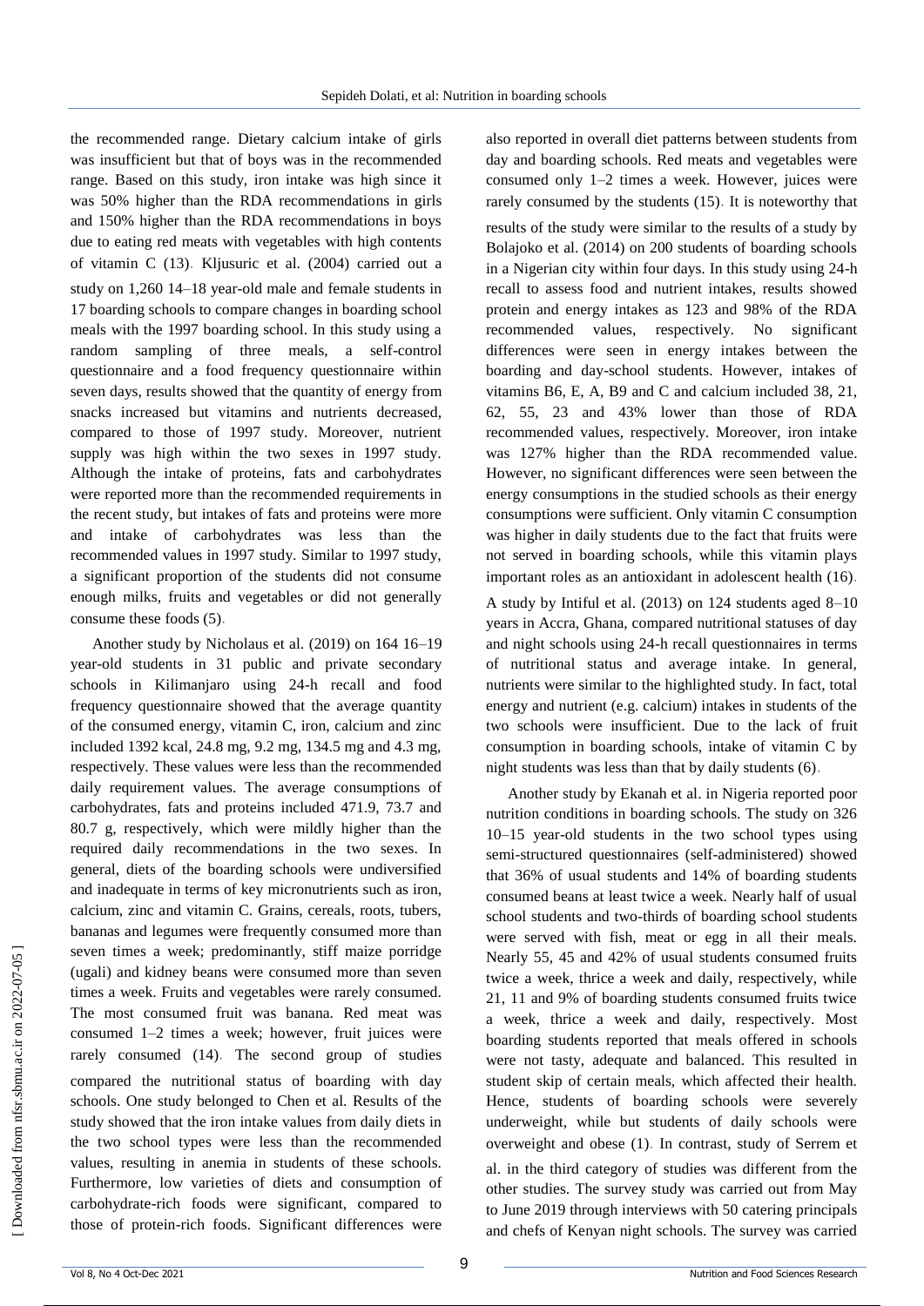the recommended range. Dietary calcium intake of girls was insufficient but that of boys was in the recommended range. Based on this study, iron intake was high since it was 50% higher than the RDA recommendations in girls and 150% higher than the RDA recommendations in boys due to eating red meats with vegetables with high contents of vitamin C (13). Kljusuric et al. (2004) carried out a study on 1,260 14–18 year-old male and female students in 17 boarding schools to compare changes in boarding school meals with the 1997 boarding school. In this study using a random sampling of three meals, a self-control questionnaire and a food frequency questionnaire within seven days, results showed that the quantity of energy from snacks increased but vitamins and nutrients decreased, compared to those of 1997 study. Moreover, nutrient supply was high within the two sexes in 1997 study. Although the intake of proteins, fats and carbohydrates were reported more than the recommended requirements in the recent study, but intakes of fats and proteins were more and intake of carbohydrates was less than the recommended values in 1997 study. Similar to 1997 study, a significant proportion of the students did not consume enough milks, fruits and vegetables or did not generally consume these foods (5).

Another study by Nicholaus et al. (2019) on 164 16–19 year-old students in 31 public and private secondary schools in Kilimanjaro using 24-h recall and food frequency questionnaire showed that the average quantity of the consumed energy, vitamin C, iron, calcium and zinc included 1392 kcal, 24.8 mg, 9.2 mg, 134.5 mg and 4.3 mg, respectively. These values were less than the recommended daily requirement values. The average consumptions of carbohydrates, fats and proteins included 471.9, 73.7 and 80.7 g, respectively, which were mildly higher than the required daily recommendations in the two sexes. In general, diets of the boarding schools were undiversified and inadequate in terms of key micronutrients such as iron, calcium, zinc and vitamin C. Grains, cereals, roots, tubers, bananas and legumes were frequently consumed more than seven times a week; predominantly, stiff maize porridge (ugali) and kidney beans were consumed more than seven times a week. Fruits and vegetables were rarely consumed. The most consumed fruit was banana. Red meat was consumed 1–2 times a week; however, fruit juices were rarely consumed (14). The second group of studies compared the nutritional status of boarding with day schools. One study belonged to Chen et al. Results of the study showed that the iron intake values from daily diets in the two school types were less than the recommended values, resulting in anemia in students of these schools. Furthermore, low varieties of diets and consumption of carbohydrate-rich foods were significant, compared to those of protein-rich foods. Significant differences were also reported in overall diet patterns between students from day and boarding schools. Red meats and vegetables were consumed only 1–2 times a week. However, juices were rarely consumed by the students (15). It is noteworthy that results of the study were similar to the results of a study by Bolajoko et al. (2014) on 200 students of boarding schools in a Nigerian city within four days. In this study using 24-h recall to assess food and nutrient intakes, results showed protein and energy intakes as 123 and 98% of the RDA recommended values, respectively. No significant differences were seen in energy intakes between the boarding and day-school students. However, intakes of vitamins B6, E, A, B9 and C and calcium included 38, 21, 62, 55, 23 and 43% lower than those of RDA recommended values, respectively. Moreover, iron intake was 127% higher than the RDA recommended value. However, no significant differences were seen between the energy consumptions in the studied schools as their energy consumptions were sufficient. Only vitamin C consumption was higher in daily students due to the fact that fruits were not served in boarding schools, while this vitamin plays important roles as an antioxidant in adolescent health (16).

A study by Intiful et al. (2013) on 124 students aged 8–10 years in Accra, Ghana, compared nutritional statuses of day and night schools using 24-h recall questionnaires in terms of nutritional status and average intake. In general, nutrients were similar to the highlighted study. In fact, total energy and nutrient (e.g. calcium) intakes in students of the two schools were insufficient. Due to the lack of fruit consumption in boarding schools, intake of vitamin C by night students was less than that by daily students (6).

Another study by Ekanah et al. in Nigeria reported poor nutrition conditions in boarding schools. The study on 326 10–15 year-old students in the two school types using semi-structured questionnaires (self-administered) showed that 36% of usual students and 14% of boarding students consumed beans at least twice a week. Nearly half of usual school students and two-thirds of boarding school students were served with fish, meat or egg in all their meals. Nearly 55, 45 and 42% of usual students consumed fruits twice a week, thrice a week and daily, respectively, while 21, 11 and 9% of boarding students consumed fruits twice a week, thrice a week and daily, respectively. Most boarding students reported that meals offered in schools were not tasty, adequate and balanced. This resulted in student skip of certain meals, which affected their health. Hence, students of boarding schools were severely underweight, while but students of daily schools were overweight and obese (1). In contrast, study of Serrem et al. in the third category of studies was different from the other studies. The survey study was carried out from May to June 2019 through interviews with 50 catering principals and chefs of Kenyan night schools. The survey was carried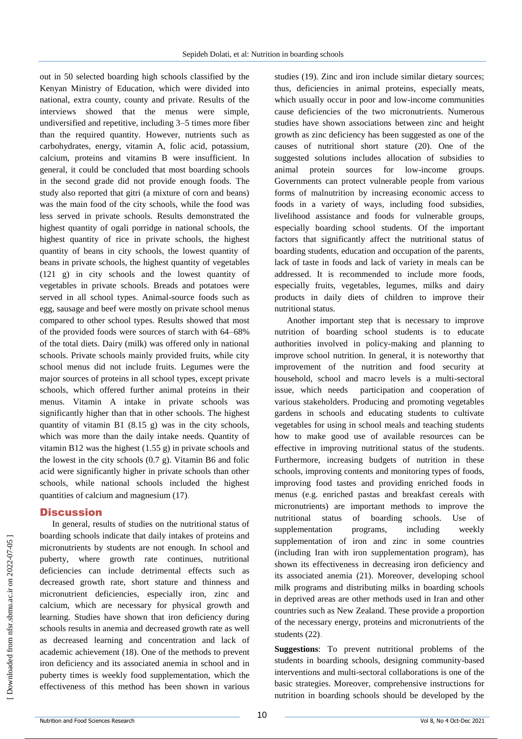out in 50 selected boarding high schools classified by the Kenyan Ministry of Education, which were divided into national, extra county, county and private. Results of the interviews showed that the menus were simple, undiversified and repetitive, including 3–5 times more fiber than the required quantity. However, nutrients such as carbohydrates, energy, vitamin A, folic acid, potassium, calcium, proteins and vitamins B were insufficient. In general, it could be concluded that most boarding schools in the second grade did not provide enough foods. The study also reported that gitri (a mixture of corn and beans) was the main food of the city schools, while the food was less served in private schools. Results demonstrated the highest quantity of ogali porridge in national schools, the highest quantity of rice in private schools, the highest quantity of beans in city schools, the lowest quantity of beans in private schools, the highest quantity of vegetables (121 g) in city schools and the lowest quantity of vegetables in private schools. Breads and potatoes were served in all school types. Animal-source foods such as egg, sausage and beef were mostly on private school menus compared to other school types. Results showed that most of the provided foods were sources of starch with 64–68% of the total diets. Dairy (milk) was offered only in national schools. Private schools mainly provided fruits, while city school menus did not include fruits. Legumes were the major sources of proteins in all school types, except private schools, which offered further animal proteins in their menus. Vitamin A intake in private schools was significantly higher than that in other schools. The highest quantity of vitamin B1 (8.15 g) was in the city schools, which was more than the daily intake needs. Quantity of vitamin B12 was the highest (1.55 g) in private schools and the lowest in the city schools (0.7 g). Vitamin B6 and folic acid were significantly higher in private schools than other schools, while national schools included the highest quantities of calcium and magnesium (17).

## Discussion

In general, results of studies on the nutritional status of boarding schools indicate that daily intakes of proteins and micronutrients by students are not enough. In school and puberty, where growth rate continues, nutritional deficiencies can include detrimental effects such as decreased growth rate, short stature and thinness and micronutrient deficiencies, especially iron, zinc and calcium, which are necessary for physical growth and learning. Studies have shown that iron deficiency during schools results in anemia and decreased growth rate as well as decreased learning and concentration and lack of academic achievement (18). One of the methods to prevent iron deficiency and its associated anemia in school and in puberty times is weekly food supplementation, which the effectiveness of this method has been shown in various studies (19). Zinc and iron include similar dietary sources; thus, deficiencies in animal proteins, especially meats, which usually occur in poor and low-income communities cause deficiencies of the two micronutrients. Numerous studies have shown associations between zinc and height growth as zinc deficiency has been suggested as one of the causes of nutritional short stature (20). One of the suggested solutions includes allocation of subsidies to animal protein sources for low-income groups. Governments can protect vulnerable people from various forms of malnutrition by increasing economic access to foods in a variety of ways, including food subsidies, livelihood assistance and foods for vulnerable groups, especially boarding school students. Of the important factors that significantly affect the nutritional status of boarding students, education and occupation of the parents, lack of taste in foods and lack of variety in meals can be addressed. It is recommended to include more foods, especially fruits, vegetables, legumes, milks and dairy products in daily diets of children to improve their nutritional status.

Another important step that is necessary to improve nutrition of boarding school students is to educate authorities involved in policy-making and planning to improve school nutrition. In general, it is noteworthy that improvement of the nutrition and food security at household, school and macro levels is a multi-sectoral issue, which needs participation and cooperation of various stakeholders. Producing and promoting vegetables gardens in schools and educating students to cultivate vegetables for using in school meals and teaching students how to make good use of available resources can be effective in improving nutritional status of the students. Furthermore, increasing budgets of nutrition in these schools, improving contents and monitoring types of foods, improving food tastes and providing enriched foods in menus (e.g. enriched pastas and breakfast cereals with micronutrients) are important methods to improve the nutritional status of boarding schools. Use of supplementation programs, including weekly supplementation of iron and zinc in some countries (including Iran with iron supplementation program), has shown its effectiveness in decreasing iron deficiency and its associated anemia (21). Moreover, developing school milk programs and distributing milks in boarding schools in deprived areas are other methods used in Iran and other countries such as New Zealand. These provide a proportion of the necessary energy, proteins and micronutrients of the students (22).

**Suggestions**: To prevent nutritional problems of the students in boarding schools, designing community-based interventions and multi-sectoral collaborations is one of the basic strategies. Moreover, comprehensive instructions for nutrition in boarding schools should be developed by the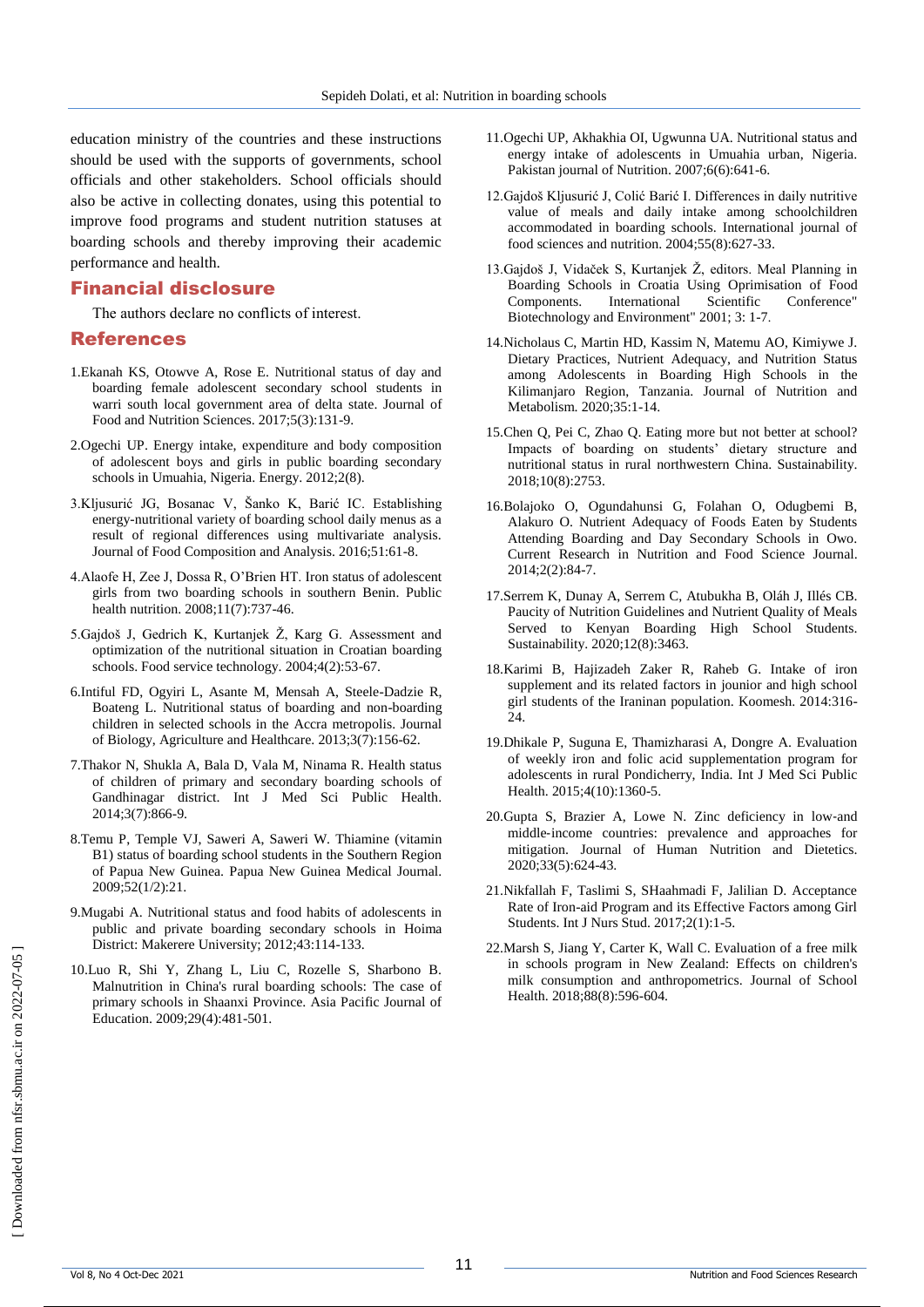education ministry of the countries and these instructions should be used with the supports of governments, school officials and other stakeholders. School officials should also be active in collecting donates, using this potential to improve food programs and student nutrition statuses at boarding schools and thereby improving their academic performance and health.

## Financial disclosure

The authors declare no conflicts of interest.

## References

1. Ekanah KS, Otowve A, Rose E. Nutritional status of day and boarding female adolescent secondary school students in warri south local government area of delta state. Journal of Food and Nutrition Sciences. 2017;5(3):131-9.
2. Ogechi UP. Energy intake, expenditure and body composition of adolescent boys and girls in public boarding secondary schools in Umuahia, Nigeria. Energy. 2012;2(8).
3. Kljusurić JG, Bosanac V, Šanko K, Barić IC. Establishing energy-nutritional variety of boarding school daily menus as a result of regional differences using multivariate analysis. Journal of Food Composition and Analysis. 2016;51:61-8.
4. Alaofe H, Zee J, Dossa R, O'Brien HT. Iron status of adolescent girls from two boarding schools in southern Benin. Public health nutrition. 2008;11(7):737-46.
5. Gajdoš J, Gedrich K, Kurtanjek Ž, Karg G. Assessment and optimization of the nutritional situation in Croatian boarding schools. Food service technology. 2004;4(2):53-67.
6. Intiful FD, Ogyiri L, Asante M, Mensah A, Steele-Dadzie R, Boateng L. Nutritional status of boarding and non-boarding children in selected schools in the Accra metropolis. Journal of Biology, Agriculture and Healthcare. 2013;3(7):156-62.
7. Thakor N, Shukla A, Bala D, Vala M, Ninama R. Health status of children of primary and secondary boarding schools of Gandhinagar district. Int J Med Sci Public Health. 2014;3(7):866-9.
8. Temu P, Temple VJ, Saweri A, Saweri W. Thiamine (vitamin B1) status of boarding school students in the Southern Region of Papua New Guinea. Papua New Guinea Medical Journal. 2009;52(1/2):21.
9. Mugabi A. Nutritional status and food habits of adolescents in public and private boarding secondary schools in Hoima District: Makerere University; 2012;43:114-133.
10. Luo R, Shi Y, Zhang L, Liu C, Rozelle S, Sharbono B. Malnutrition in China's rural boarding schools: The case of primary schools in Shaanxi Province. Asia Pacific Journal of Education. 2009;29(4):481-501.
11. Ogechi UP, Akhakhia OI, Ugwunna UA. Nutritional status and energy intake of adolescents in Umuahia urban, Nigeria. Pakistan journal of Nutrition. 2007;6(6):641-6.
12. Gajdoš Kljusurić J, Colić Barić I. Differences in daily nutritive value of meals and daily intake among schoolchildren accommodated in boarding schools. International journal of food sciences and nutrition. 2004;55(8):627-33.
13. Gajdoš J, Vidaček S, Kurtanjek Ž, editors. Meal Planning in Boarding Schools in Croatia Using Oprimisation of Food Components. International Scientific Conference" Biotechnology and Environment" 2001; 3: 1-7.
14. Nicholaus C, Martin HD, Kassim N, Matemu AO, Kimiywe J. Dietary Practices, Nutrient Adequacy, and Nutrition Status among Adolescents in Boarding High Schools in the Kilimanjaro Region, Tanzania. Journal of Nutrition and Metabolism. 2020;35:1-14.
15. Chen Q, Pei C, Zhao Q. Eating more but not better at school? Impacts of boarding on students' dietary structure and nutritional status in rural northwestern China. Sustainability. 2018;10(8):2753.
16. Bolajoko O, Ogundahunsi G, Folahan O, Odugbemi B, Alakuro O. Nutrient Adequacy of Foods Eaten by Students Attending Boarding and Day Secondary Schools in Owo. Current Research in Nutrition and Food Science Journal. 2014;2(2):84-7.
17. Serrem K, Dunay A, Serrem C, Atubukha B, Oláh J, Illés CB. Paucity of Nutrition Guidelines and Nutrient Quality of Meals Served to Kenyan Boarding High School Students. Sustainability. 2020;12(8):3463.
18. Karimi B, Hajizadeh Zaker R, Raheb G. Intake of iron supplement and its related factors in jounior and high school girl students of the Iraninan population. Koomesh. 2014:316-24.
19. Dhikale P, Suguna E, Thamizharasi A, Dongre A. Evaluation of weekly iron and folic acid supplementation program for adolescents in rural Pondicherry, India. Int J Med Sci Public Health. 2015;4(10):1360-5.
20. Gupta S, Brazier A, Lowe N. Zinc deficiency in low-and middle-income countries: prevalence and approaches for mitigation. Journal of Human Nutrition and Dietetics. 2020;33(5):624-43.
21. Nikfallah F, Taslimi S, SHaahmadi F, Jalilian D. Acceptance Rate of Iron-aid Program and its Effective Factors among Girl Students. Int J Nurs Stud. 2017;2(1):1-5.
22. Marsh S, Jiang Y, Carter K, Wall C. Evaluation of a free milk in schools program in New Zealand: Effects on children's milk consumption and anthropometrics. Journal of School Health. 2018;88(8):596-604.